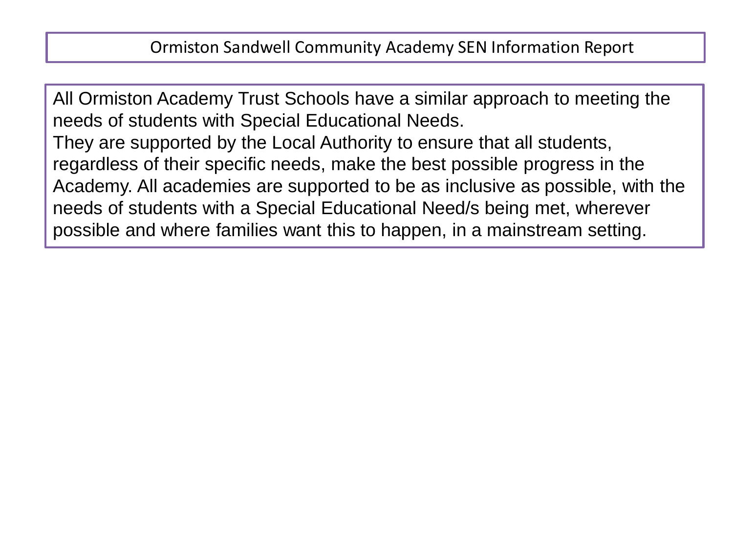# Ormiston Sandwell Community Academy SEN Information Report

All Ormiston Academy Trust Schools have a similar approach to meeting the needs of students with Special Educational Needs.
They are supported by the Local Authority to ensure that all students, regardless of their specific needs, make the best possible progress in the Academy. All academies are supported to be as inclusive as possible, with the needs of students with a Special Educational Need/s being met, wherever possible and where families want this to happen, in a mainstream setting.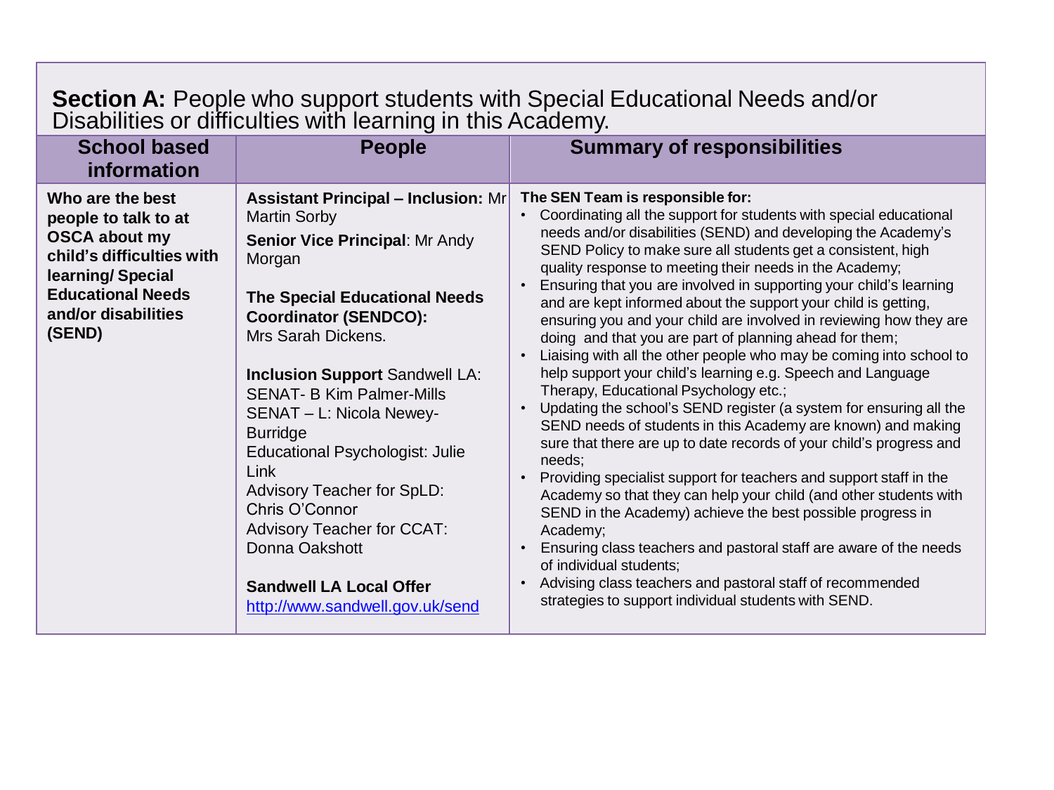**Section A:** People who support students with Special Educational Needs and/or Disabilities or difficulties with learning in this Academy.

| School based information | People | Summary of responsibilities |
|---|---|---|
| **Who are the best people to talk to at OSCA about my child's difficulties with learning/ Special Educational Needs and/or disabilities (SEND)** | **Assistant Principal – Inclusion:** Mr Martin Sorby<br><br>**Senior Vice Principal**: Mr Andy Morgan<br><br>**The Special Educational Needs Coordinator (SENDCO):** Mrs Sarah Dickens.<br><br>**Inclusion Support** Sandwell LA:<br>SENAT- B Kim Palmer-Mills<br>SENAT – L: Nicola Newey-Burridge<br>Educational Psychologist: Julie Link<br>Advisory Teacher for SpLD: Chris O'Connor<br>Advisory Teacher for CCAT: Donna Oakshott<br><br>**Sandwell LA Local Offer**<br>[http://www.sandwell.gov.uk/send](http://www.sandwell.gov.uk/send) | **The SEN Team is responsible for:**<br>• Coordinating all the support for students with special educational needs and/or disabilities (SEND) and developing the Academy's SEND Policy to make sure all students get a consistent, high quality response to meeting their needs in the Academy;<br>• Ensuring that you are involved in supporting your child's learning and are kept informed about the support your child is getting, ensuring you and your child are involved in reviewing how they are doing and that you are part of planning ahead for them;<br>• Liaising with all the other people who may be coming into school to help support your child's learning e.g. Speech and Language Therapy, Educational Psychology etc.;<br>• Updating the school's SEND register (a system for ensuring all the SEND needs of students in this Academy are known) and making sure that there are up to date records of your child's progress and needs;<br>• Providing specialist support for teachers and support staff in the Academy so that they can help your child (and other students with SEND in the Academy) achieve the best possible progress in Academy;<br>• Ensuring class teachers and pastoral staff are aware of the needs of individual students;<br>• Advising class teachers and pastoral staff of recommended strategies to support individual students with SEND. |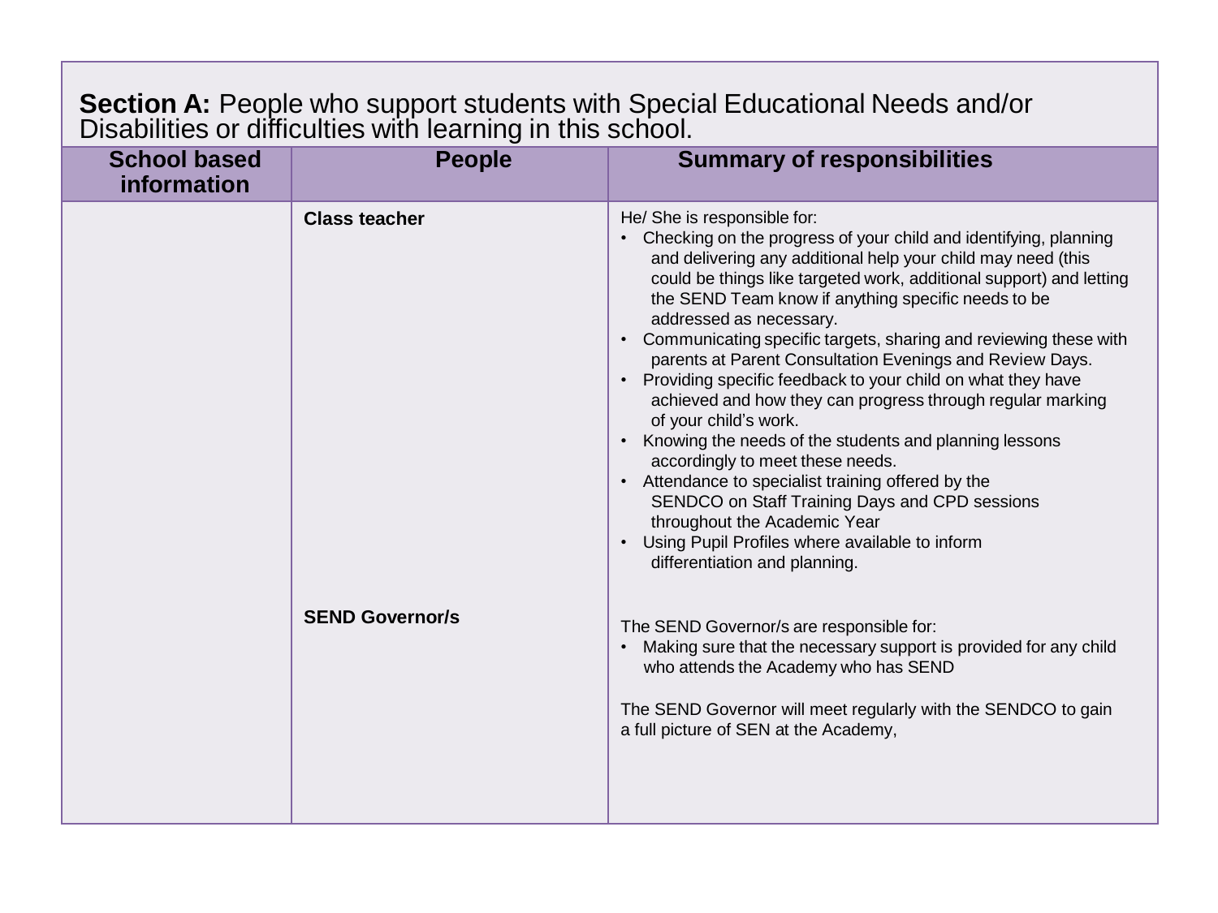**Section A:** People who support students with Special Educational Needs and/or Disabilities or difficulties with learning in this school.

| School based information | People | Summary of responsibilities |
|---|---|---|
| | **Class teacher** | He/ She is responsible for:<br>• Checking on the progress of your child and identifying, planning and delivering any additional help your child may need (this could be things like targeted work, additional support) and letting the SEND Team know if anything specific needs to be addressed as necessary.<br>• Communicating specific targets, sharing and reviewing these with parents at Parent Consultation Evenings and Review Days.<br>• Providing specific feedback to your child on what they have achieved and how they can progress through regular marking of your child's work.<br>• Knowing the needs of the students and planning lessons accordingly to meet these needs.<br>• Attendance to specialist training offered by the SENDCO on Staff Training Days and CPD sessions throughout the Academic Year<br>• Using Pupil Profiles where available to inform differentiation and planning. |
| | **SEND Governor/s** | The SEND Governor/s are responsible for:<br>• Making sure that the necessary support is provided for any child who attends the Academy who has SEND<br><br>The SEND Governor will meet regularly with the SENDCO to gain a full picture of SEN at the Academy, |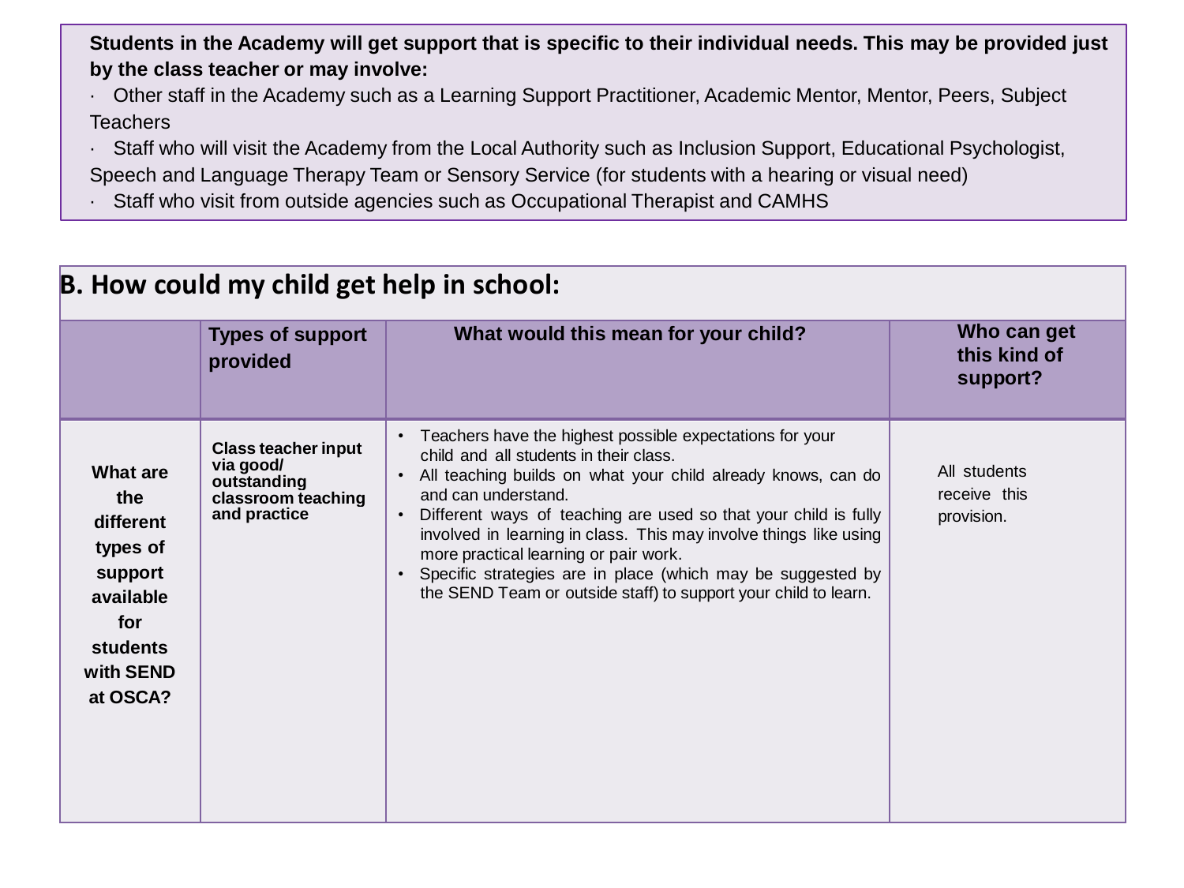**Students in the Academy will get support that is specific to their individual needs. This may be provided just by the class teacher or may involve:**

- Other staff in the Academy such as a Learning Support Practitioner, Academic Mentor, Mentor, Peers, Subject Teachers
- Staff who will visit the Academy from the Local Authority such as Inclusion Support, Educational Psychologist, Speech and Language Therapy Team or Sensory Service (for students with a hearing or visual need)
- Staff who visit from outside agencies such as Occupational Therapist and CAMHS

## B. How could my child get help in school:

| | Types of support provided | What would this mean for your child? | Who can get this kind of support? |
|---|---|---|---|
| **What are the different types of support available for students with SEND at OSCA?** | **Class teacher input via good/ outstanding classroom teaching and practice** | • Teachers have the highest possible expectations for your child and all students in their class.<br>• All teaching builds on what your child already knows, can do and can understand.<br>• Different ways of teaching are used so that your child is fully involved in learning in class. This may involve things like using more practical learning or pair work.<br>• Specific strategies are in place (which may be suggested by the SEND Team or outside staff) to support your child to learn. | All students receive this provision. |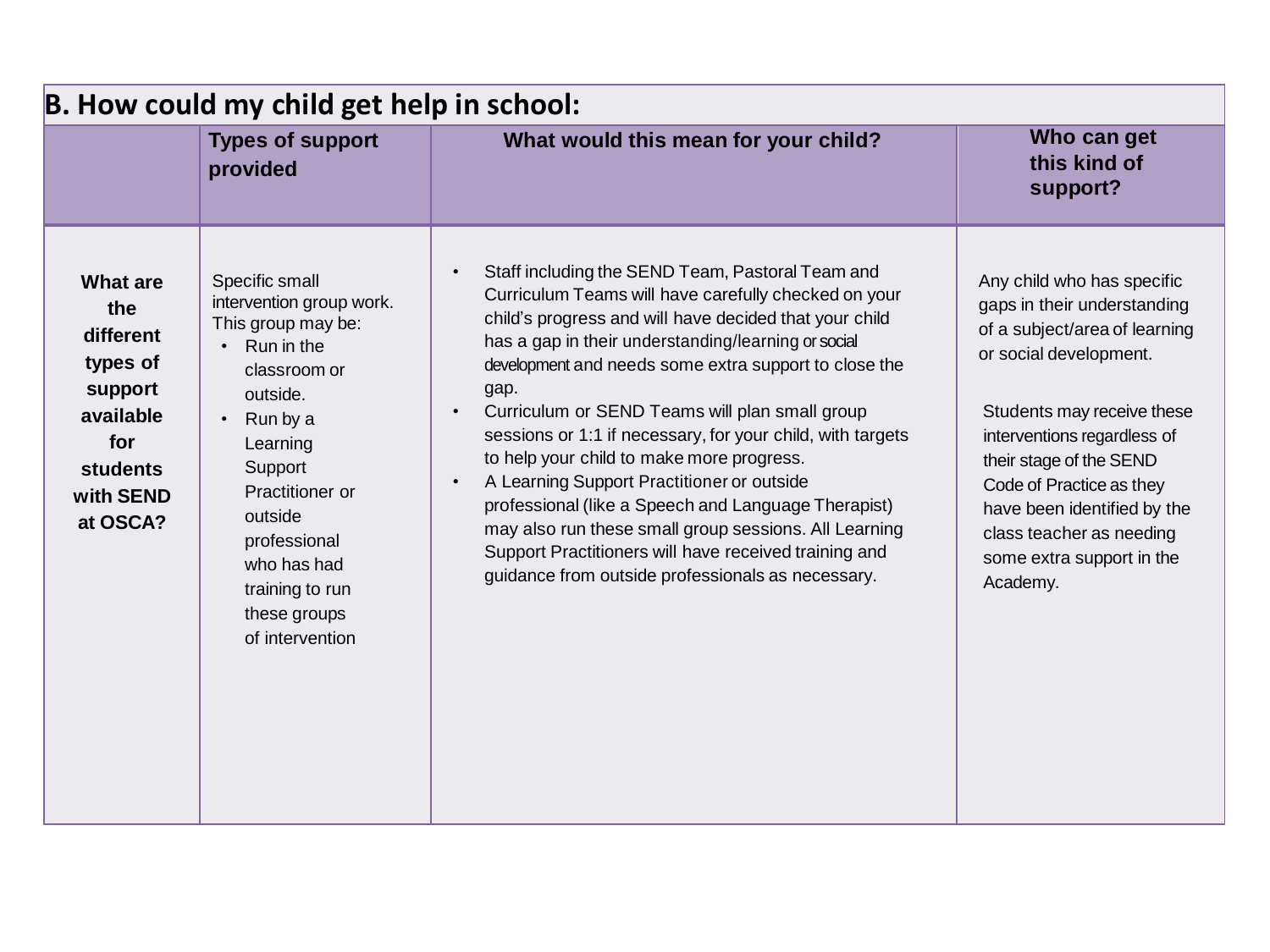## B. How could my child get help in school:

| | Types of support provided | What would this mean for your child? | Who can get this kind of support? |
|---|---|---|---|
| **What are the different types of support available for students with SEND at OSCA?** | Specific small intervention group work. This group may be:<br>• Run in the classroom or outside.<br>• Run by a Learning Support Practitioner or outside professional who has had training to run these groups of intervention | • Staff including the SEND Team, Pastoral Team and Curriculum Teams will have carefully checked on your child's progress and will have decided that your child has a gap in their understanding/learning or social development and needs some extra support to close the gap.<br>• Curriculum or SEND Teams will plan small group sessions or 1:1 if necessary, for your child, with targets to help your child to make more progress.<br>• A Learning Support Practitioner or outside professional (like a Speech and Language Therapist) may also run these small group sessions. All Learning Support Practitioners will have received training and guidance from outside professionals as necessary. | Any child who has specific gaps in their understanding of a subject/area of learning or social development.<br><br>Students may receive these interventions regardless of their stage of the SEND Code of Practice as they have been identified by the class teacher as needing some extra support in the Academy. |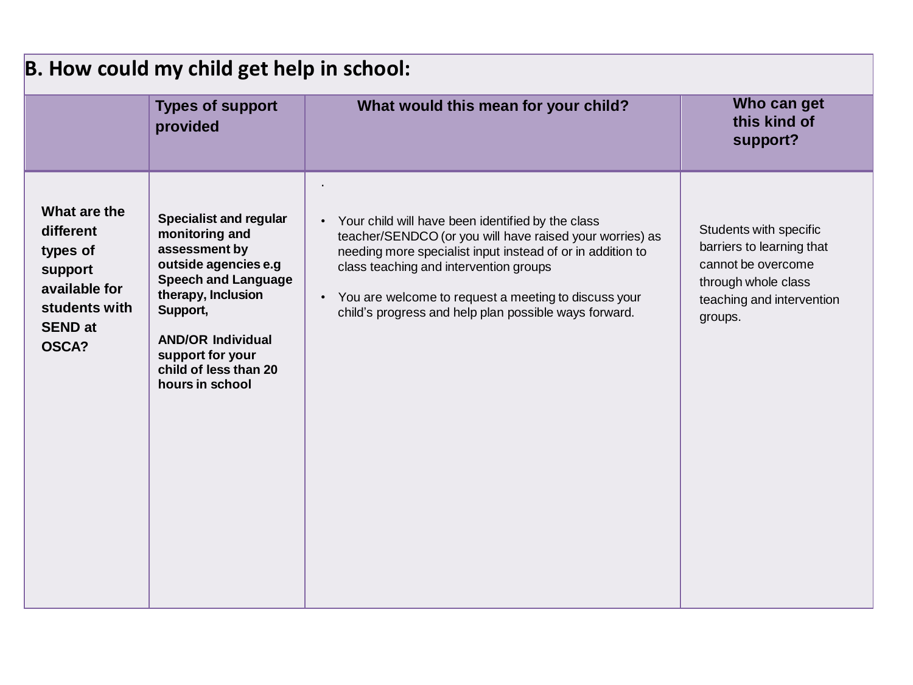## B. How could my child get help in school:

| | Types of support provided | What would this mean for your child? | Who can get this kind of support? |
|---|---|---|---|
| **What are the different types of support available for students with SEND at OSCA?** | **Specialist and regular monitoring and assessment by outside agencies e.g Speech and Language therapy, Inclusion Support,**<br><br>**AND/OR Individual support for your child of less than 20 hours in school** | • Your child will have been identified by the class teacher/SENDCO (or you will have raised your worries) as needing more specialist input instead of or in addition to class teaching and intervention groups<br><br>• You are welcome to request a meeting to discuss your child's progress and help plan possible ways forward. | Students with specific barriers to learning that cannot be overcome through whole class teaching and intervention groups. |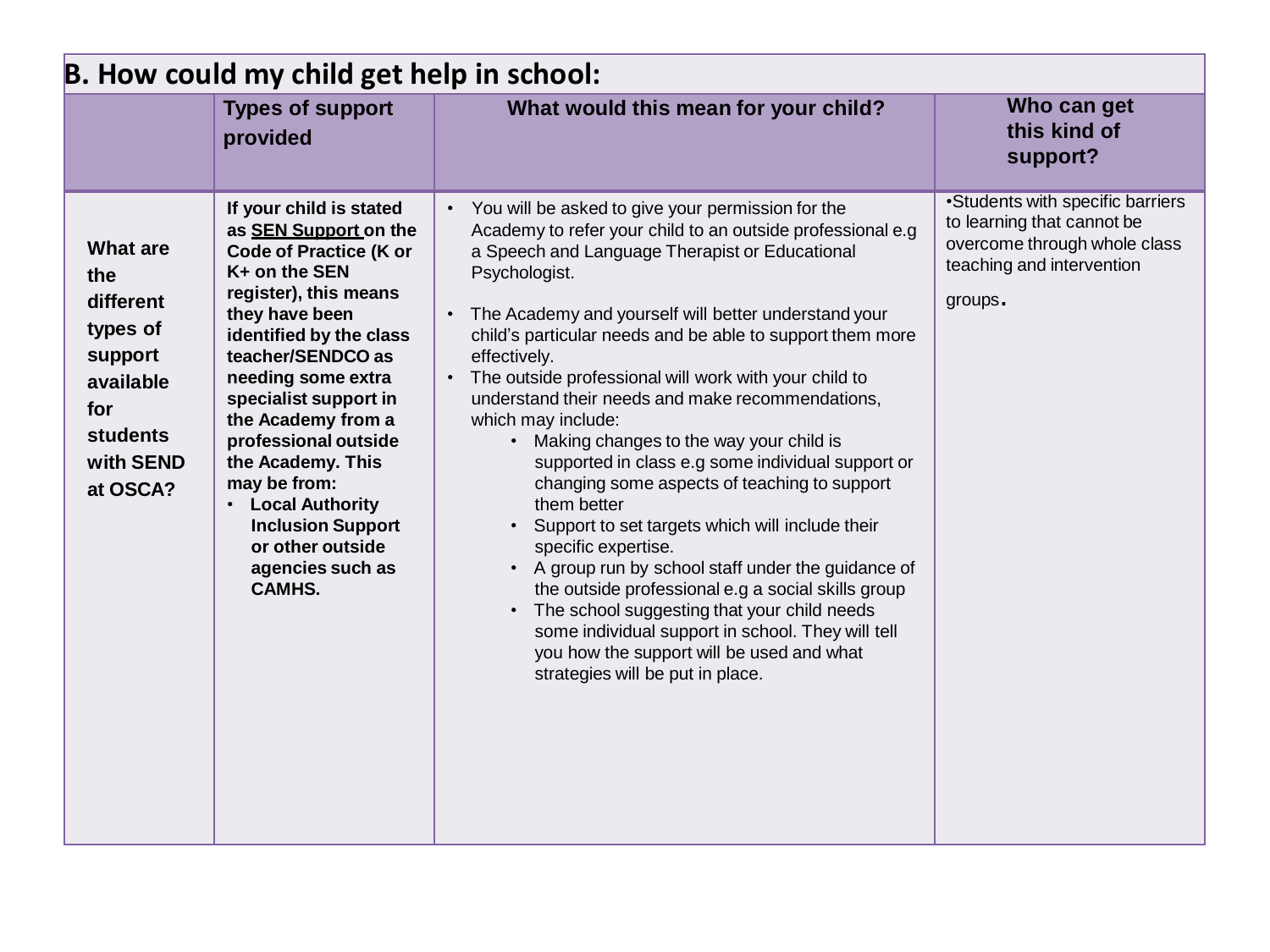## B. How could my child get help in school:

| | Types of support provided | What would this mean for your child? | Who can get this kind of support? |
|---|---|---|---|
| **What are the different types of support available for students with SEND at OSCA?** | **If your child is stated as <u>SEN Support</u> on the Code of Practice (K or K+ on the SEN register), this means they have been identified by the class teacher/SENDCO as needing some extra specialist support in the Academy from a professional outside the Academy. This may be from:**<br>• **Local Authority Inclusion Support or other outside agencies such as CAMHS.** | • You will be asked to give your permission for the Academy to refer your child to an outside professional e.g a Speech and Language Therapist or Educational Psychologist.<br>• The Academy and yourself will better understand your child's particular needs and be able to support them more effectively.<br>• The outside professional will work with your child to understand their needs and make recommendations, which may include:<br>&nbsp;&nbsp;&nbsp;&nbsp;• Making changes to the way your child is supported in class e.g some individual support or changing some aspects of teaching to support them better<br>&nbsp;&nbsp;&nbsp;&nbsp;• Support to set targets which will include their specific expertise.<br>&nbsp;&nbsp;&nbsp;&nbsp;• A group run by school staff under the guidance of the outside professional e.g a social skills group<br>&nbsp;&nbsp;&nbsp;&nbsp;• The school suggesting that your child needs some individual support in school. They will tell you how the support will be used and what strategies will be put in place. | • Students with specific barriers to learning that cannot be overcome through whole class teaching and intervention groups. |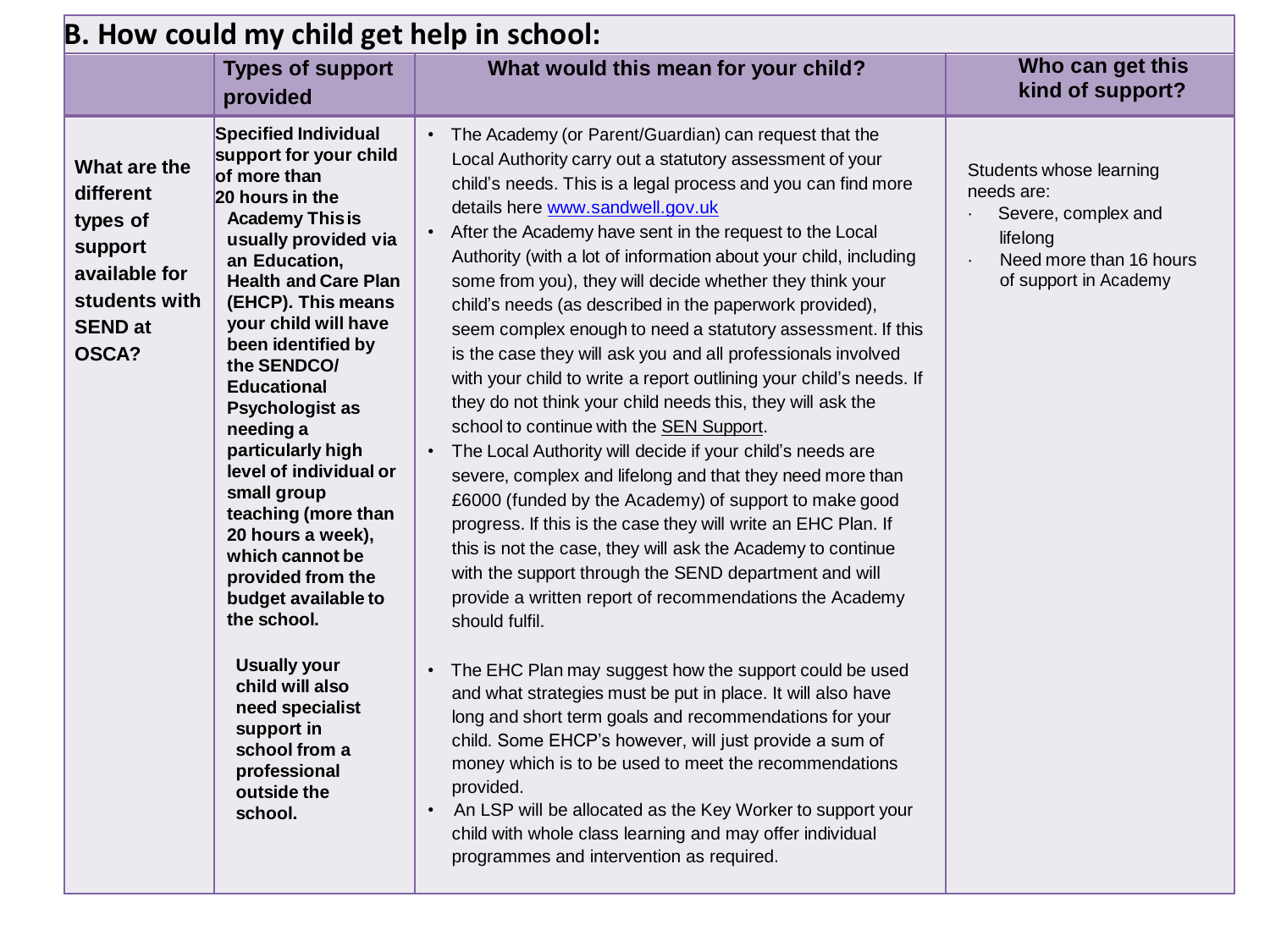## B. How could my child get help in school:

| | Types of support provided | What would this mean for your child? | Who can get this kind of support? |
|---|---|---|---|
| **What are the different types of support available for students with SEND at OSCA?** | **Specified Individual support for your child of more than 20 hours in the Academy This is usually provided via an Education, Health and Care Plan (EHCP). This means your child will have been identified by the SENDCO/ Educational Psychologist as needing a particularly high level of individual or small group teaching (more than 20 hours a week), which cannot be provided from the budget available to the school.**<br><br>**Usually your child will also need specialist support in school from a professional outside the school.** | • The Academy (or Parent/Guardian) can request that the Local Authority carry out a statutory assessment of your child's needs. This is a legal process and you can find more details here [www.sandwell.gov.uk](www.sandwell.gov.uk)<br>• After the Academy have sent in the request to the Local Authority (with a lot of information about your child, including some from you), they will decide whether they think your child's needs (as described in the paperwork provided), seem complex enough to need a statutory assessment. If this is the case they will ask you and all professionals involved with your child to write a report outlining your child's needs. If they do not think your child needs this, they will ask the school to continue with the SEN Support.<br>• The Local Authority will decide if your child's needs are severe, complex and lifelong and that they need more than £6000 (funded by the Academy) of support to make good progress. If this is the case they will write an EHC Plan. If this is not the case, they will ask the Academy to continue with the support through the SEND department and will provide a written report of recommendations the Academy should fulfil.<br><br>• The EHC Plan may suggest how the support could be used and what strategies must be put in place. It will also have long and short term goals and recommendations for your child. Some EHCP's however, will just provide a sum of money which is to be used to meet the recommendations provided.<br>• An LSP will be allocated as the Key Worker to support your child with whole class learning and may offer individual programmes and intervention as required. | Students whose learning needs are:<br>· Severe, complex and lifelong<br>· Need more than 16 hours of support in Academy |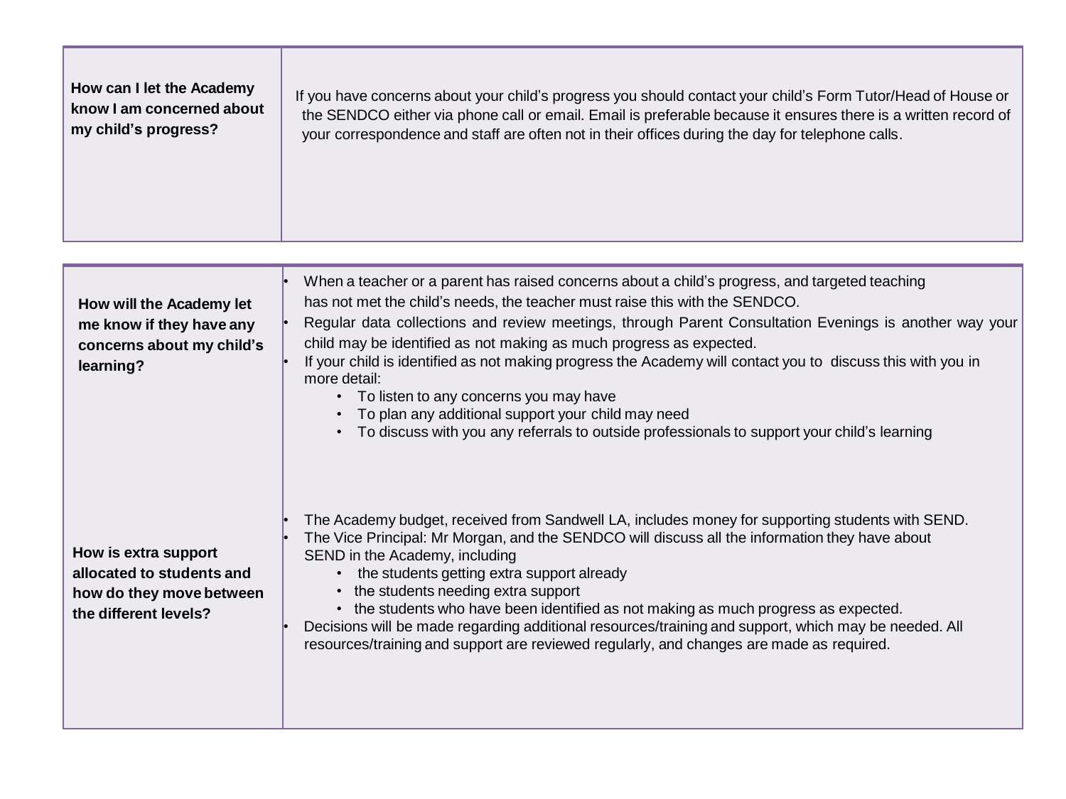| How can I let the Academy know I am concerned about my child's progress? | If you have concerns about your child's progress you should contact your child's Form Tutor/Head of House or the SENDCO either via phone call or email. Email is preferable because it ensures there is a written record of your correspondence and staff are often not in their offices during the day for telephone calls. |
|---|---|

| How will the Academy let me know if they have any concerns about my child's learning? | • When a teacher or a parent has raised concerns about a child's progress, and targeted teaching has not met the child's needs, the teacher must raise this with the SENDCO.<br>• Regular data collections and review meetings, through Parent Consultation Evenings is another way your child may be identified as not making as much progress as expected.<br>• If your child is identified as not making progress the Academy will contact you to discuss this with you in more detail:<br>&nbsp;&nbsp;&nbsp;&nbsp;• To listen to any concerns you may have<br>&nbsp;&nbsp;&nbsp;&nbsp;• To plan any additional support your child may need<br>&nbsp;&nbsp;&nbsp;&nbsp;• To discuss with you any referrals to outside professionals to support your child's learning |
|---|---|
| **How is extra support allocated to students and how do they move between the different levels?** | • The Academy budget, received from Sandwell LA, includes money for supporting students with SEND.<br>• The Vice Principal: Mr Morgan, and the SENDCO will discuss all the information they have about SEND in the Academy, including<br>&nbsp;&nbsp;&nbsp;&nbsp;• the students getting extra support already<br>&nbsp;&nbsp;&nbsp;&nbsp;• the students needing extra support<br>&nbsp;&nbsp;&nbsp;&nbsp;• the students who have been identified as not making as much progress as expected.<br>• Decisions will be made regarding additional resources/training and support, which may be needed. All resources/training and support are reviewed regularly, and changes are made as required. |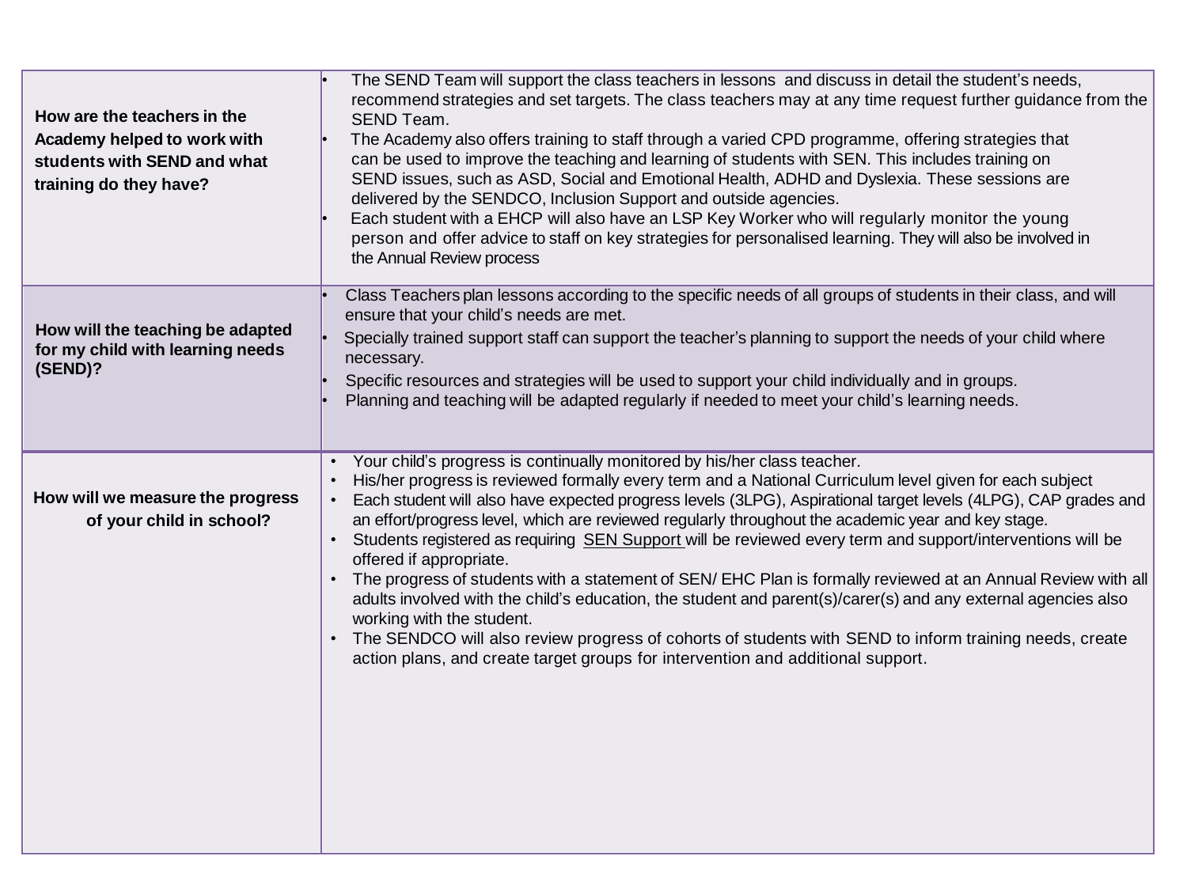| | |
|---|---|
| **How are the teachers in the Academy helped to work with students with SEND and what training do they have?** | • The SEND Team will support the class teachers in lessons and discuss in detail the student's needs, recommend strategies and set targets. The class teachers may at any time request further guidance from the SEND Team.<br>• The Academy also offers training to staff through a varied CPD programme, offering strategies that can be used to improve the teaching and learning of students with SEN. This includes training on SEND issues, such as ASD, Social and Emotional Health, ADHD and Dyslexia. These sessions are delivered by the SENDCO, Inclusion Support and outside agencies.<br>• Each student with a EHCP will also have an LSP Key Worker who will regularly monitor the young person and offer advice to staff on key strategies for personalised learning. They will also be involved in the Annual Review process |
| **How will the teaching be adapted for my child with learning needs (SEND)?** | • Class Teachers plan lessons according to the specific needs of all groups of students in their class, and will ensure that your child's needs are met.<br>• Specially trained support staff can support the teacher's planning to support the needs of your child where necessary.<br>• Specific resources and strategies will be used to support your child individually and in groups.<br>• Planning and teaching will be adapted regularly if needed to meet your child's learning needs. |
| **How will we measure the progress of your child in school?** | • Your child's progress is continually monitored by his/her class teacher.<br>• His/her progress is reviewed formally every term and a National Curriculum level given for each subject<br>• Each student will also have expected progress levels (3LPG), Aspirational target levels (4LPG), CAP grades and an effort/progress level, which are reviewed regularly throughout the academic year and key stage.<br>• Students registered as requiring SEN Support will be reviewed every term and support/interventions will be offered if appropriate.<br>• The progress of students with a statement of SEN/ EHC Plan is formally reviewed at an Annual Review with all adults involved with the child's education, the student and parent(s)/carer(s) and any external agencies also working with the student.<br>• The SENDCO will also review progress of cohorts of students with SEND to inform training needs, create action plans, and create target groups for intervention and additional support. |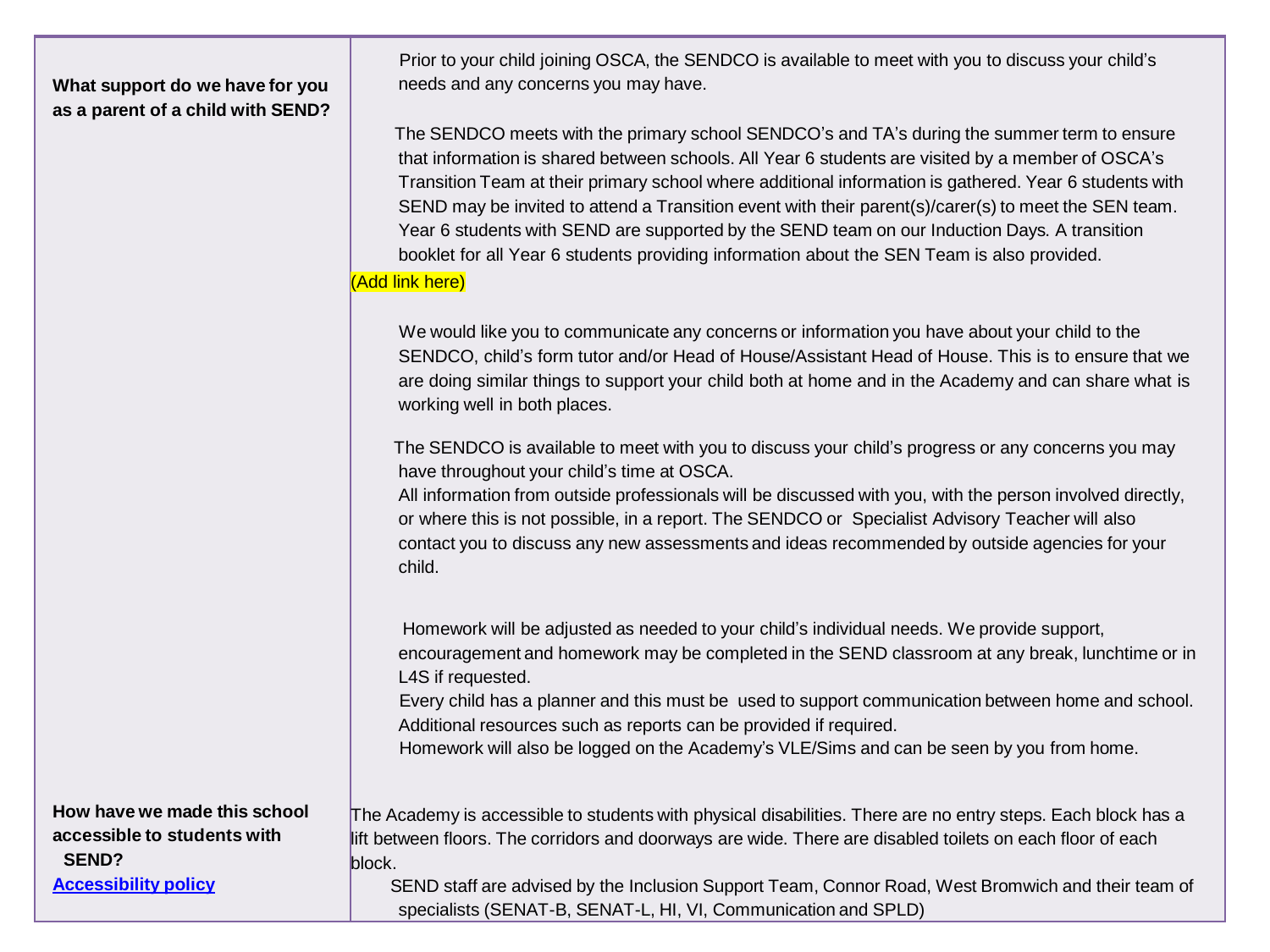| | |
|---|---|
| **What support do we have for you as a parent of a child with SEND?** | Prior to your child joining OSCA, the SENDCO is available to meet with you to discuss your child's needs and any concerns you may have.<br><br>The SENDCO meets with the primary school SENDCO's and TA's during the summer term to ensure that information is shared between schools. All Year 6 students are visited by a member of OSCA's Transition Team at their primary school where additional information is gathered. Year 6 students with SEND may be invited to attend a Transition event with their parent(s)/carer(s) to meet the SEN team. Year 6 students with SEND are supported by the SEND team on our Induction Days. A transition booklet for all Year 6 students providing information about the SEN Team is also provided.<br>(Add link here)<br><br>We would like you to communicate any concerns or information you have about your child to the SENDCO, child's form tutor and/or Head of House/Assistant Head of House. This is to ensure that we are doing similar things to support your child both at home and in the Academy and can share what is working well in both places.<br><br>The SENDCO is available to meet with you to discuss your child's progress or any concerns you may have throughout your child's time at OSCA.<br>All information from outside professionals will be discussed with you, with the person involved directly, or where this is not possible, in a report. The SENDCO or Specialist Advisory Teacher will also contact you to discuss any new assessments and ideas recommended by outside agencies for your child.<br><br>Homework will be adjusted as needed to your child's individual needs. We provide support, encouragement and homework may be completed in the SEND classroom at any break, lunchtime or in L4S if requested.<br>Every child has a planner and this must be used to support communication between home and school. Additional resources such as reports can be provided if required.<br>Homework will also be logged on the Academy's VLE/Sims and can be seen by you from home. |
| **How have we made this school accessible to students with SEND?**<br>[Accessibility policy]() | The Academy is accessible to students with physical disabilities. There are no entry steps. Each block has a lift between floors. The corridors and doorways are wide. There are disabled toilets on each floor of each block.<br>SEND staff are advised by the Inclusion Support Team, Connor Road, West Bromwich and their team of specialists (SENAT-B, SENAT-L, HI, VI, Communication and SPLD) |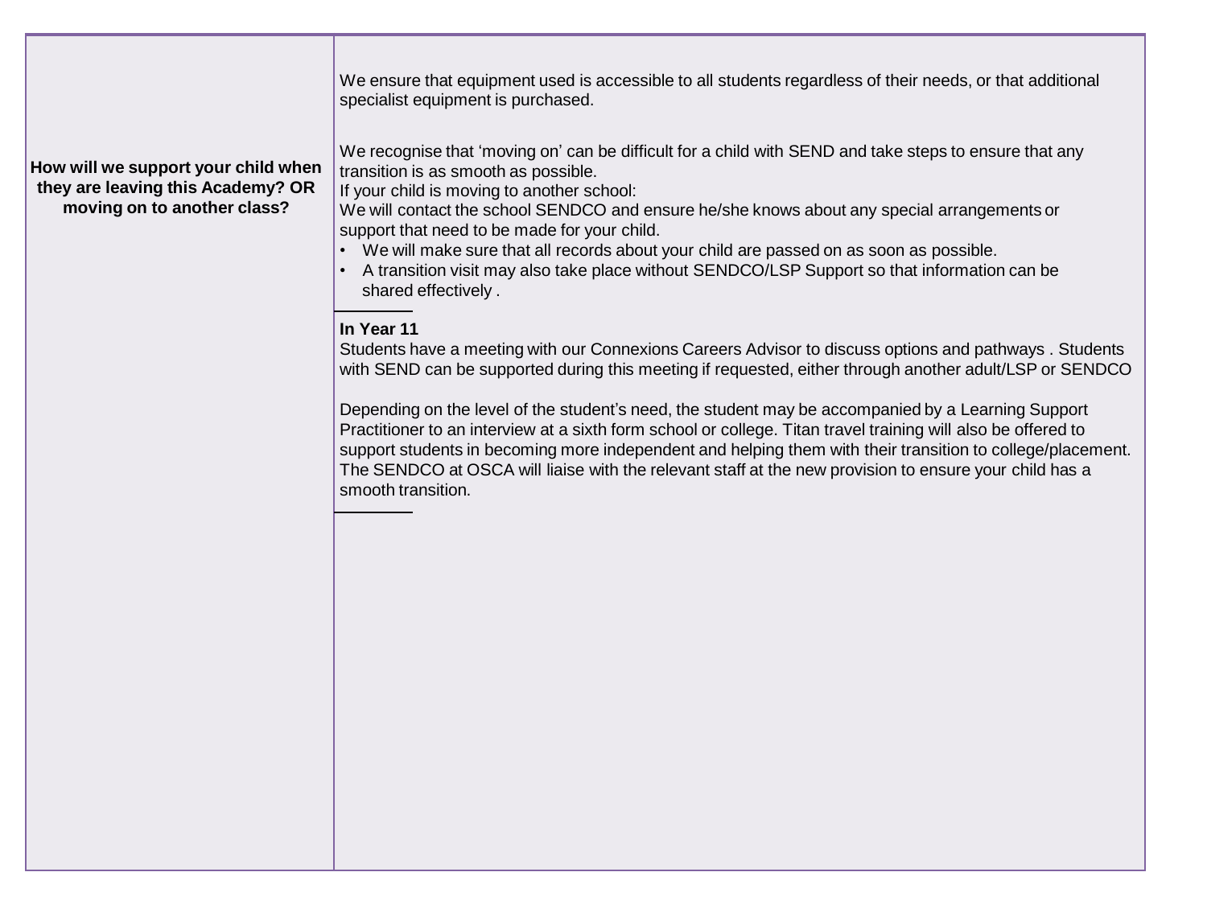| | |
|---|---|
| | We ensure that equipment used is accessible to all students regardless of their needs, or that additional specialist equipment is purchased. |
| **How will we support your child when they are leaving this Academy? OR moving on to another class?** | We recognise that 'moving on' can be difficult for a child with SEND and take steps to ensure that any transition is as smooth as possible.<br>If your child is moving to another school:<br>We will contact the school SENDCO and ensure he/she knows about any special arrangements or support that need to be made for your child.<br>• We will make sure that all records about your child are passed on as soon as possible.<br>• A transition visit may also take place without SENDCO/LSP Support so that information can be shared effectively .<br><br>**In Year 11**<br>Students have a meeting with our Connexions Careers Advisor to discuss options and pathways . Students with SEND can be supported during this meeting if requested, either through another adult/LSP or SENDCO<br><br>Depending on the level of the student's need, the student may be accompanied by a Learning Support Practitioner to an interview at a sixth form school or college. Titan travel training will also be offered to support students in becoming more independent and helping them with their transition to college/placement. The SENDCO at OSCA will liaise with the relevant staff at the new provision to ensure your child has a smooth transition. |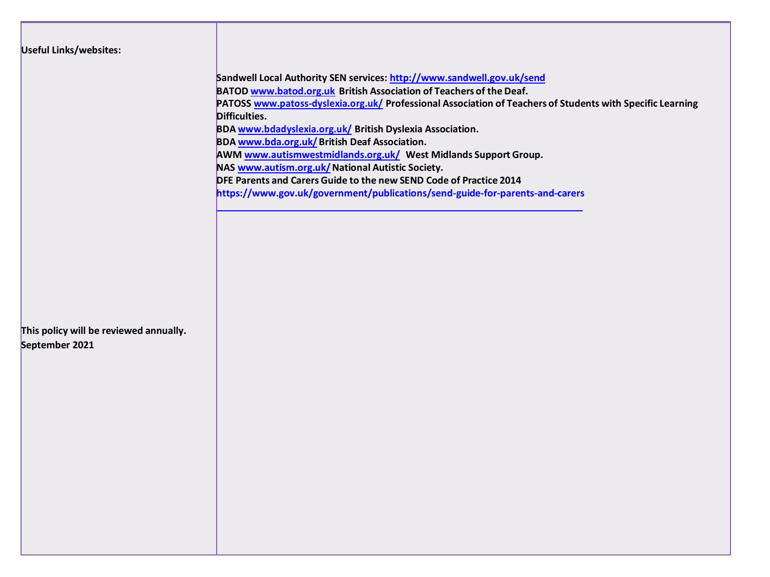| | |
|---|---|
| **Useful Links/websites:** | **Sandwell Local Authority SEN services: http://www.sandwell.gov.uk/send**<br>**BATOD www.batod.org.uk British Association of Teachers of the Deaf.**<br>**PATOSS www.patoss-dyslexia.org.uk/ Professional Association of Teachers of Students with Specific Learning Difficulties.**<br>**BDA www.bdadyslexia.org.uk/ British Dyslexia Association.**<br>**BDA www.bda.org.uk/ British Deaf Association.**<br>**AWM www.autismwestmidlands.org.uk/ West Midlands Support Group.**<br>**NAS www.autism.org.uk/ National Autistic Society.**<br>**DFE Parents and Carers Guide to the new SEND Code of Practice 2014**<br>**https://www.gov.uk/government/publications/send-guide-for-parents-and-carers** |
| **This policy will be reviewed annually.**<br>**September 2021** | |